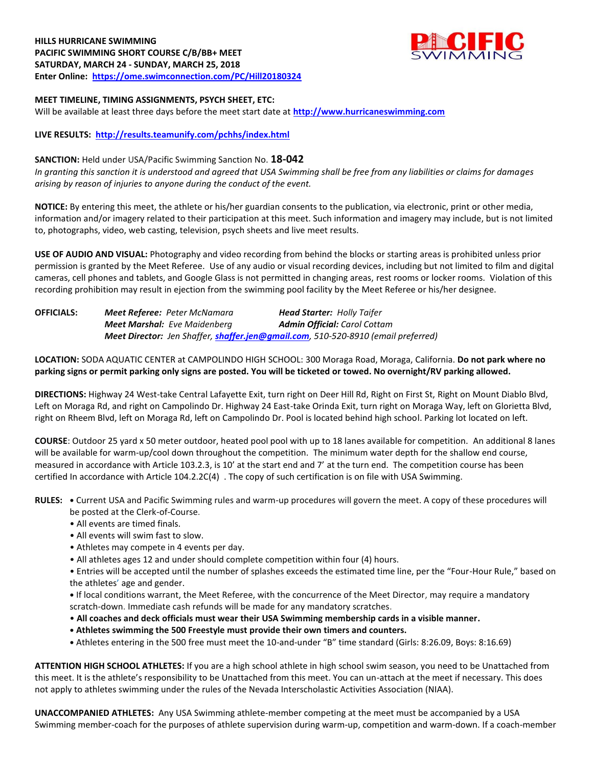**HILLS HURRICANE SWIMMING**
**PACIFIC SWIMMING SHORT COURSE C/B/BB+ MEET**
**SATURDAY, MARCH 24 - SUNDAY, MARCH 25, 2018**
**Enter Online: https://ome.swimconnection.com/PC/Hill20180324**

**MEET TIMELINE, TIMING ASSIGNMENTS, PSYCH SHEET, ETC:**
Will be available at least three days before the meet start date at **http://www.hurricaneswimming.com**

**LIVE RESULTS: http://results.teamunify.com/pchhs/index.html**

**SANCTION:** Held under USA/Pacific Swimming Sanction No. **18-042**
*In granting this sanction it is understood and agreed that USA Swimming shall be free from any liabilities or claims for damages arising by reason of injuries to anyone during the conduct of the event.*

**NOTICE:** By entering this meet, the athlete or his/her guardian consents to the publication, via electronic, print or other media, information and/or imagery related to their participation at this meet. Such information and imagery may include, but is not limited to, photographs, video, web casting, television, psych sheets and live meet results.

**USE OF AUDIO AND VISUAL:** Photography and video recording from behind the blocks or starting areas is prohibited unless prior permission is granted by the Meet Referee. Use of any audio or visual recording devices, including but not limited to film and digital cameras, cell phones and tablets, and Google Glass is not permitted in changing areas, rest rooms or locker rooms. Violation of this recording prohibition may result in ejection from the swimming pool facility by the Meet Referee or his/her designee.

**OFFICIALS:**
*Meet Referee:* *Peter McNamara* — *Head Starter:* *Holly Taifer*
*Meet Marshal:* *Eve Maidenberg* — *Admin Official:* *Carol Cottam*
*Meet Director:* *Jen Shaffer, shaffer.jen@gmail.com, 510-520-8910 (email preferred)*

**LOCATION:** SODA AQUATIC CENTER at CAMPOLINDO HIGH SCHOOL: 300 Moraga Road, Moraga, California. **Do not park where no parking signs or permit parking only signs are posted. You will be ticketed or towed. No overnight/RV parking allowed.**

**DIRECTIONS:** Highway 24 West-take Central Lafayette Exit, turn right on Deer Hill Rd, Right on First St, Right on Mount Diablo Blvd, Left on Moraga Rd, and right on Campolindo Dr. Highway 24 East-take Orinda Exit, turn right on Moraga Way, left on Glorietta Blvd, right on Rheem Blvd, left on Moraga Rd, left on Campolindo Dr. Pool is located behind high school. Parking lot located on left.

**COURSE**: Outdoor 25 yard x 50 meter outdoor, heated pool pool with up to 18 lanes available for competition. An additional 8 lanes will be available for warm-up/cool down throughout the competition. The minimum water depth for the shallow end course, measured in accordance with Article 103.2.3, is 10' at the start end and 7' at the turn end. The competition course has been certified In accordance with Article 104.2.2C(4) . The copy of such certification is on file with USA Swimming.

**RULES:**
- Current USA and Pacific Swimming rules and warm-up procedures will govern the meet. A copy of these procedures will be posted at the Clerk-of-Course.
- All events are timed finals.
- All events will swim fast to slow.
- Athletes may compete in 4 events per day.
- All athletes ages 12 and under should complete competition within four (4) hours.
- Entries will be accepted until the number of splashes exceeds the estimated time line, per the "Four-Hour Rule," based on the athletes' age and gender.
- If local conditions warrant, the Meet Referee, with the concurrence of the Meet Director, may require a mandatory scratch-down. Immediate cash refunds will be made for any mandatory scratches.
- **All coaches and deck officials must wear their USA Swimming membership cards in a visible manner.**
- **Athletes swimming the 500 Freestyle must provide their own timers and counters.**
- Athletes entering in the 500 free must meet the 10-and-under "B" time standard (Girls: 8:26.09, Boys: 8:16.69)

**ATTENTION HIGH SCHOOL ATHLETES:** If you are a high school athlete in high school swim season, you need to be Unattached from this meet. It is the athlete's responsibility to be Unattached from this meet. You can un-attach at the meet if necessary. This does not apply to athletes swimming under the rules of the Nevada Interscholastic Activities Association (NIAA).

**UNACCOMPANIED ATHLETES:** Any USA Swimming athlete-member competing at the meet must be accompanied by a USA Swimming member-coach for the purposes of athlete supervision during warm-up, competition and warm-down. If a coach-member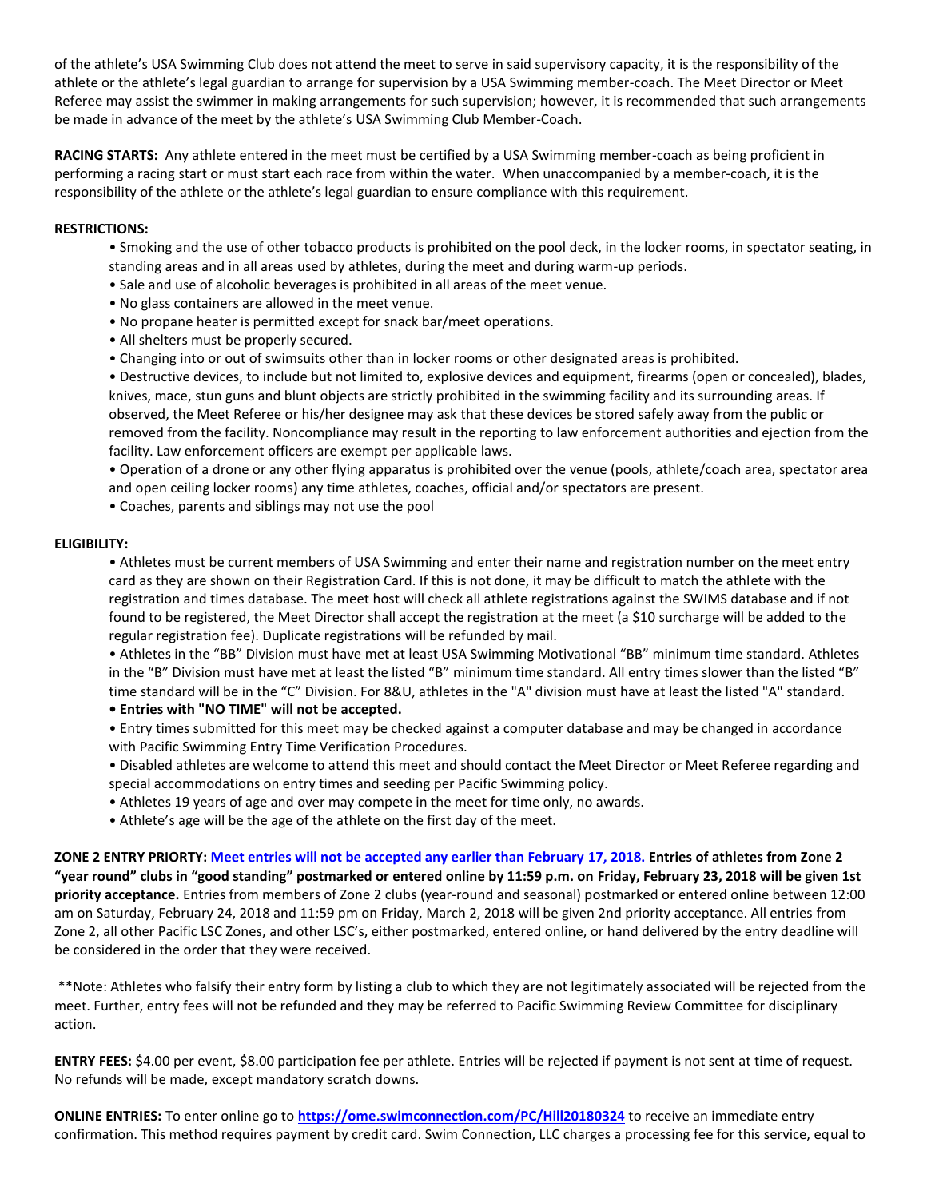of the athlete's USA Swimming Club does not attend the meet to serve in said supervisory capacity, it is the responsibility of the athlete or the athlete's legal guardian to arrange for supervision by a USA Swimming member-coach. The Meet Director or Meet Referee may assist the swimmer in making arrangements for such supervision; however, it is recommended that such arrangements be made in advance of the meet by the athlete's USA Swimming Club Member-Coach.

**RACING STARTS:** Any athlete entered in the meet must be certified by a USA Swimming member-coach as being proficient in performing a racing start or must start each race from within the water. When unaccompanied by a member-coach, it is the responsibility of the athlete or the athlete's legal guardian to ensure compliance with this requirement.

**RESTRICTIONS:**

- Smoking and the use of other tobacco products is prohibited on the pool deck, in the locker rooms, in spectator seating, in standing areas and in all areas used by athletes, during the meet and during warm-up periods.
- Sale and use of alcoholic beverages is prohibited in all areas of the meet venue.
- No glass containers are allowed in the meet venue.
- No propane heater is permitted except for snack bar/meet operations.
- All shelters must be properly secured.
- Changing into or out of swimsuits other than in locker rooms or other designated areas is prohibited.
- Destructive devices, to include but not limited to, explosive devices and equipment, firearms (open or concealed), blades, knives, mace, stun guns and blunt objects are strictly prohibited in the swimming facility and its surrounding areas. If observed, the Meet Referee or his/her designee may ask that these devices be stored safely away from the public or removed from the facility. Noncompliance may result in the reporting to law enforcement authorities and ejection from the facility. Law enforcement officers are exempt per applicable laws.
- Operation of a drone or any other flying apparatus is prohibited over the venue (pools, athlete/coach area, spectator area and open ceiling locker rooms) any time athletes, coaches, official and/or spectators are present.
- Coaches, parents and siblings may not use the pool

**ELIGIBILITY:**

- Athletes must be current members of USA Swimming and enter their name and registration number on the meet entry card as they are shown on their Registration Card. If this is not done, it may be difficult to match the athlete with the registration and times database. The meet host will check all athlete registrations against the SWIMS database and if not found to be registered, the Meet Director shall accept the registration at the meet (a $10 surcharge will be added to the regular registration fee). Duplicate registrations will be refunded by mail.
- Athletes in the "BB" Division must have met at least USA Swimming Motivational "BB" minimum time standard. Athletes in the "B" Division must have met at least the listed "B" minimum time standard. All entry times slower than the listed "B" time standard will be in the "C" Division. For 8&U, athletes in the "A" division must have at least the listed "A" standard.
- **Entries with "NO TIME" will not be accepted.**
- Entry times submitted for this meet may be checked against a computer database and may be changed in accordance with Pacific Swimming Entry Time Verification Procedures.
- Disabled athletes are welcome to attend this meet and should contact the Meet Director or Meet Referee regarding and special accommodations on entry times and seeding per Pacific Swimming policy.
- Athletes 19 years of age and over may compete in the meet for time only, no awards.
- Athlete's age will be the age of the athlete on the first day of the meet.

**ZONE 2 ENTRY PRIORTY: Meet entries will not be accepted any earlier than February 17, 2018. Entries of athletes from Zone 2 "year round" clubs in "good standing" postmarked or entered online by 11:59 p.m. on Friday, February 23, 2018 will be given 1st priority acceptance.** Entries from members of Zone 2 clubs (year-round and seasonal) postmarked or entered online between 12:00 am on Saturday, February 24, 2018 and 11:59 pm on Friday, March 2, 2018 will be given 2nd priority acceptance. All entries from Zone 2, all other Pacific LSC Zones, and other LSC's, either postmarked, entered online, or hand delivered by the entry deadline will be considered in the order that they were received.

**Note: Athletes who falsify their entry form by listing a club to which they are not legitimately associated will be rejected from the meet. Further, entry fees will not be refunded and they may be referred to Pacific Swimming Review Committee for disciplinary action.

**ENTRY FEES:** $4.00 per event, $8.00 participation fee per athlete. Entries will be rejected if payment is not sent at time of request. No refunds will be made, except mandatory scratch downs.

**ONLINE ENTRIES:** To enter online go to **https://ome.swimconnection.com/PC/Hill20180324** to receive an immediate entry confirmation. This method requires payment by credit card. Swim Connection, LLC charges a processing fee for this service, equal to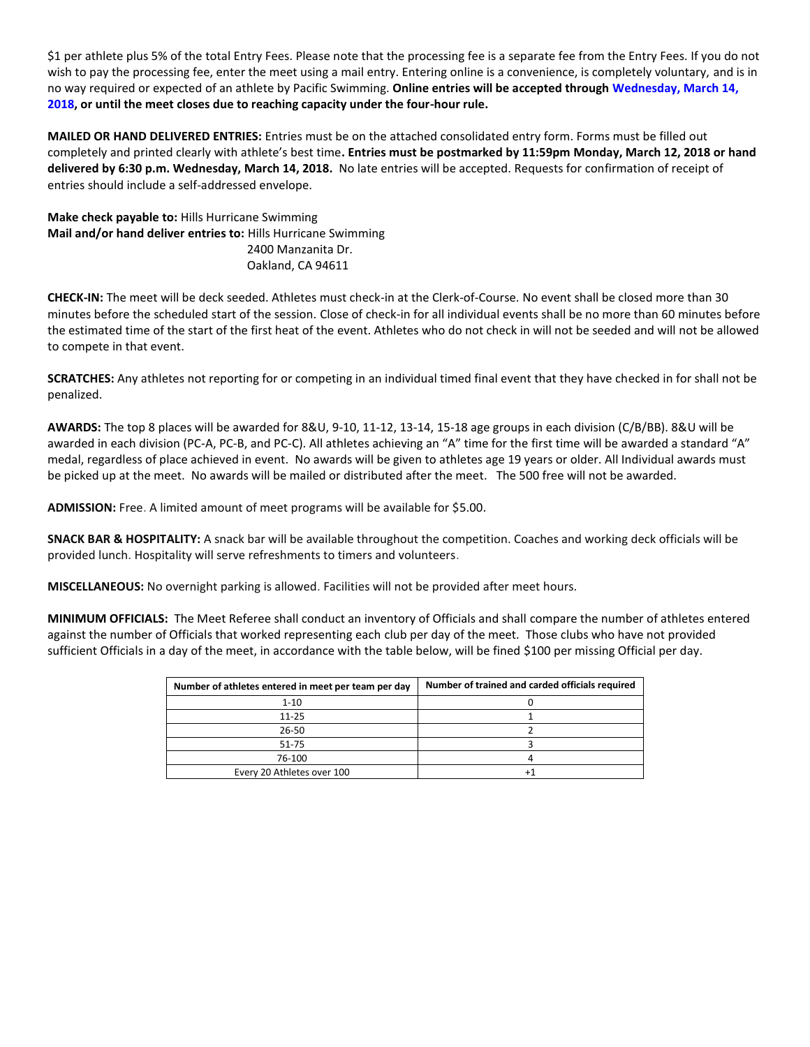$1 per athlete plus 5% of the total Entry Fees. Please note that the processing fee is a separate fee from the Entry Fees. If you do not wish to pay the processing fee, enter the meet using a mail entry. Entering online is a convenience, is completely voluntary, and is in no way required or expected of an athlete by Pacific Swimming. **Online entries will be accepted through Wednesday, March 14, 2018, or until the meet closes due to reaching capacity under the four-hour rule.**

**MAILED OR HAND DELIVERED ENTRIES:** Entries must be on the attached consolidated entry form. Forms must be filled out completely and printed clearly with athlete's best time**. Entries must be postmarked by 11:59pm Monday, March 12, 2018 or hand delivered by 6:30 p.m. Wednesday, March 14, 2018.** No late entries will be accepted. Requests for confirmation of receipt of entries should include a self-addressed envelope.

**Make check payable to:** Hills Hurricane Swimming
**Mail and/or hand deliver entries to:** Hills Hurricane Swimming
2400 Manzanita Dr.
Oakland, CA 94611

**CHECK-IN:** The meet will be deck seeded. Athletes must check-in at the Clerk-of-Course. No event shall be closed more than 30 minutes before the scheduled start of the session. Close of check-in for all individual events shall be no more than 60 minutes before the estimated time of the start of the first heat of the event. Athletes who do not check in will not be seeded and will not be allowed to compete in that event.

**SCRATCHES:** Any athletes not reporting for or competing in an individual timed final event that they have checked in for shall not be penalized.

**AWARDS:** The top 8 places will be awarded for 8&U, 9-10, 11-12, 13-14, 15-18 age groups in each division (C/B/BB). 8&U will be awarded in each division (PC-A, PC-B, and PC-C). All athletes achieving an "A" time for the first time will be awarded a standard "A" medal, regardless of place achieved in event. No awards will be given to athletes age 19 years or older. All Individual awards must be picked up at the meet. No awards will be mailed or distributed after the meet. The 500 free will not be awarded.

**ADMISSION:** Free. A limited amount of meet programs will be available for $5.00.

**SNACK BAR & HOSPITALITY:** A snack bar will be available throughout the competition. Coaches and working deck officials will be provided lunch. Hospitality will serve refreshments to timers and volunteers.

**MISCELLANEOUS:** No overnight parking is allowed. Facilities will not be provided after meet hours.

**MINIMUM OFFICIALS:** The Meet Referee shall conduct an inventory of Officials and shall compare the number of athletes entered against the number of Officials that worked representing each club per day of the meet. Those clubs who have not provided sufficient Officials in a day of the meet, in accordance with the table below, will be fined $100 per missing Official per day.

| Number of athletes entered in meet per team per day | Number of trained and carded officials required |
|---|---|
| 1-10 | 0 |
| 11-25 | 1 |
| 26-50 | 2 |
| 51-75 | 3 |
| 76-100 | 4 |
| Every 20 Athletes over 100 | +1 |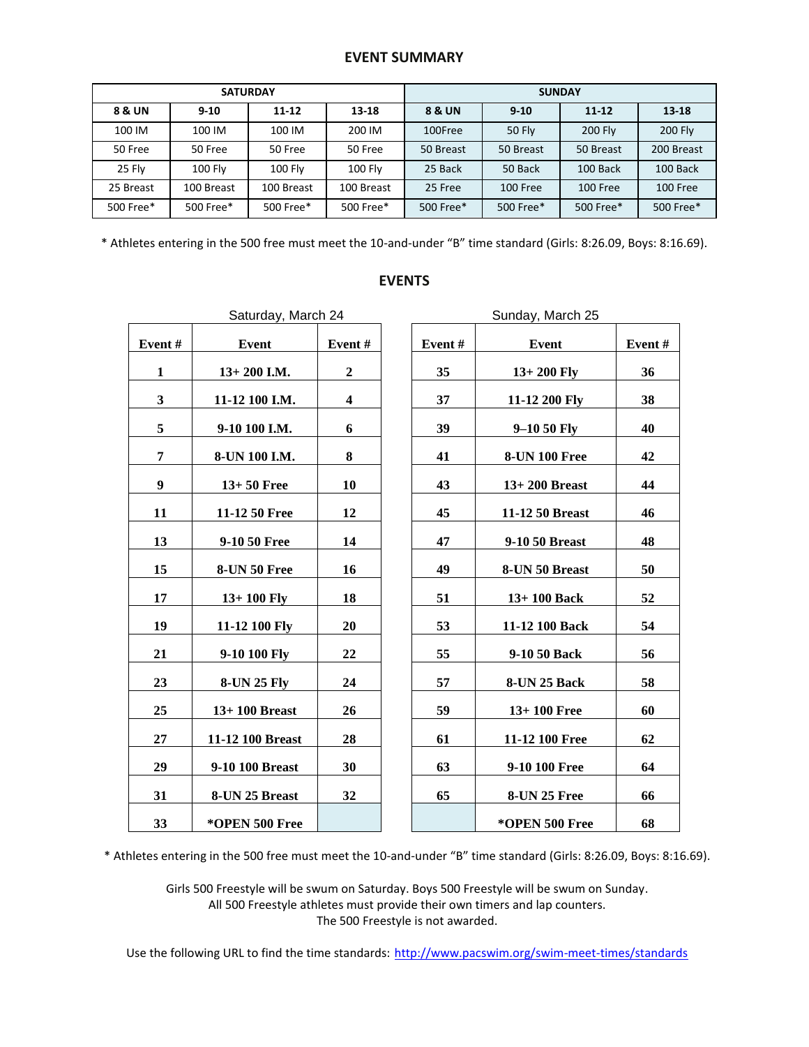## EVENT SUMMARY

| SATURDAY | | | | SUNDAY | | | |
|---|---|---|---|---|---|---|---|
| **8 & UN** | **9-10** | **11-12** | **13-18** | **8 & UN** | **9-10** | **11-12** | **13-18** |
| 100 IM | 100 IM | 100 IM | 200 IM | 100Free | 50 Fly | 200 Fly | 200 Fly |
| 50 Free | 50 Free | 50 Free | 50 Free | 50 Breast | 50 Breast | 50 Breast | 200 Breast |
| 25 Fly | 100 Fly | 100 Fly | 100 Fly | 25 Back | 50 Back | 100 Back | 100 Back |
| 25 Breast | 100 Breast | 100 Breast | 100 Breast | 25 Free | 100 Free | 100 Free | 100 Free |
| 500 Free* | 500 Free* | 500 Free* | 500 Free* | 500 Free* | 500 Free* | 500 Free* | 500 Free* |

* Athletes entering in the 500 free must meet the 10-and-under "B" time standard (Girls: 8:26.09, Boys: 8:16.69).

## EVENTS

Saturday, March 24

| Event # | Event | Event # |
|---|---|---|
| **1** | **13+ 200 I.M.** | **2** |
| **3** | **11-12 100 I.M.** | **4** |
| **5** | **9-10 100 I.M.** | **6** |
| **7** | **8-UN 100 I.M.** | **8** |
| **9** | **13+ 50 Free** | **10** |
| **11** | **11-12 50 Free** | **12** |
| **13** | **9-10 50 Free** | **14** |
| **15** | **8-UN 50 Free** | **16** |
| **17** | **13+ 100 Fly** | **18** |
| **19** | **11-12 100 Fly** | **20** |
| **21** | **9-10 100 Fly** | **22** |
| **23** | **8-UN 25 Fly** | **24** |
| **25** | **13+ 100 Breast** | **26** |
| **27** | **11-12 100 Breast** | **28** |
| **29** | **9-10 100 Breast** | **30** |
| **31** | **8-UN 25 Breast** | **32** |
| **33** | ***OPEN 500 Free** | |

Sunday, March 25

| Event # | Event | Event # |
|---|---|---|
| **35** | **13+ 200 Fly** | **36** |
| **37** | **11-12 200 Fly** | **38** |
| **39** | **9–10 50 Fly** | **40** |
| **41** | **8-UN 100 Free** | **42** |
| **43** | **13+ 200 Breast** | **44** |
| **45** | **11-12 50 Breast** | **46** |
| **47** | **9-10 50 Breast** | **48** |
| **49** | **8-UN 50 Breast** | **50** |
| **51** | **13+ 100 Back** | **52** |
| **53** | **11-12 100 Back** | **54** |
| **55** | **9-10 50 Back** | **56** |
| **57** | **8-UN 25 Back** | **58** |
| **59** | **13+ 100 Free** | **60** |
| **61** | **11-12 100 Free** | **62** |
| **63** | **9-10 100 Free** | **64** |
| **65** | **8-UN 25 Free** | **66** |
| | ***OPEN 500 Free** | **68** |

* Athletes entering in the 500 free must meet the 10-and-under "B" time standard (Girls: 8:26.09, Boys: 8:16.69).

Girls 500 Freestyle will be swum on Saturday. Boys 500 Freestyle will be swum on Sunday.
All 500 Freestyle athletes must provide their own timers and lap counters.
The 500 Freestyle is not awarded.

Use the following URL to find the time standards: http://www.pacswim.org/swim-meet-times/standards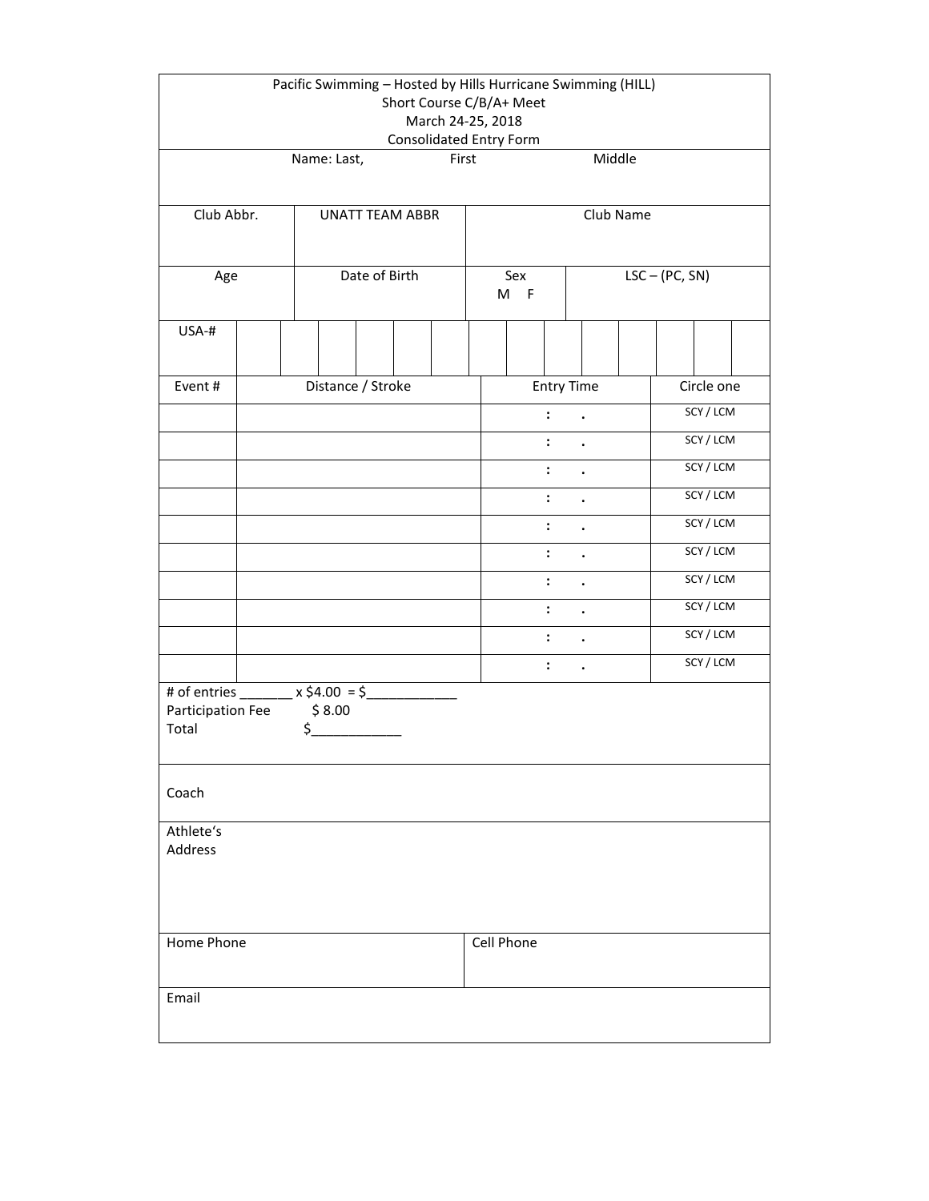Pacific Swimming – Hosted by Hills Hurricane Swimming (HILL)
Short Course C/B/A+ Meet
March 24-25, 2018
Consolidated Entry Form

| Name: Last, | First | Middle |
|---|---|---|
| | | |

| Club Abbr. | UNATT TEAM ABBR | Club Name |
|---|---|---|
| | | |

| Age | Date of Birth | Sex M F | LSC – (PC, SN) |
|---|---|---|---|
| | | | |

| USA-# | | | | | | | | | | | | | |
|---|---|---|---|---|---|---|---|---|---|---|---|---|---|

| Event # | Distance / Stroke | Entry Time | Circle one |
|---|---|---|---|
| | | : . | SCY / LCM |
| | | : . | SCY / LCM |
| | | : . | SCY / LCM |
| | | : . | SCY / LCM |
| | | : . | SCY / LCM |
| | | : . | SCY / LCM |
| | | : . | SCY / LCM |
| | | : . | SCY / LCM |
| | | : . | SCY / LCM |
| | | : . | SCY / LCM |

# of entries _______ x $4.00 = $____________
Participation Fee $ 8.00
Total $____________

Coach

Athlete's Address

| Home Phone | Cell Phone |
|---|---|
| | |

Email